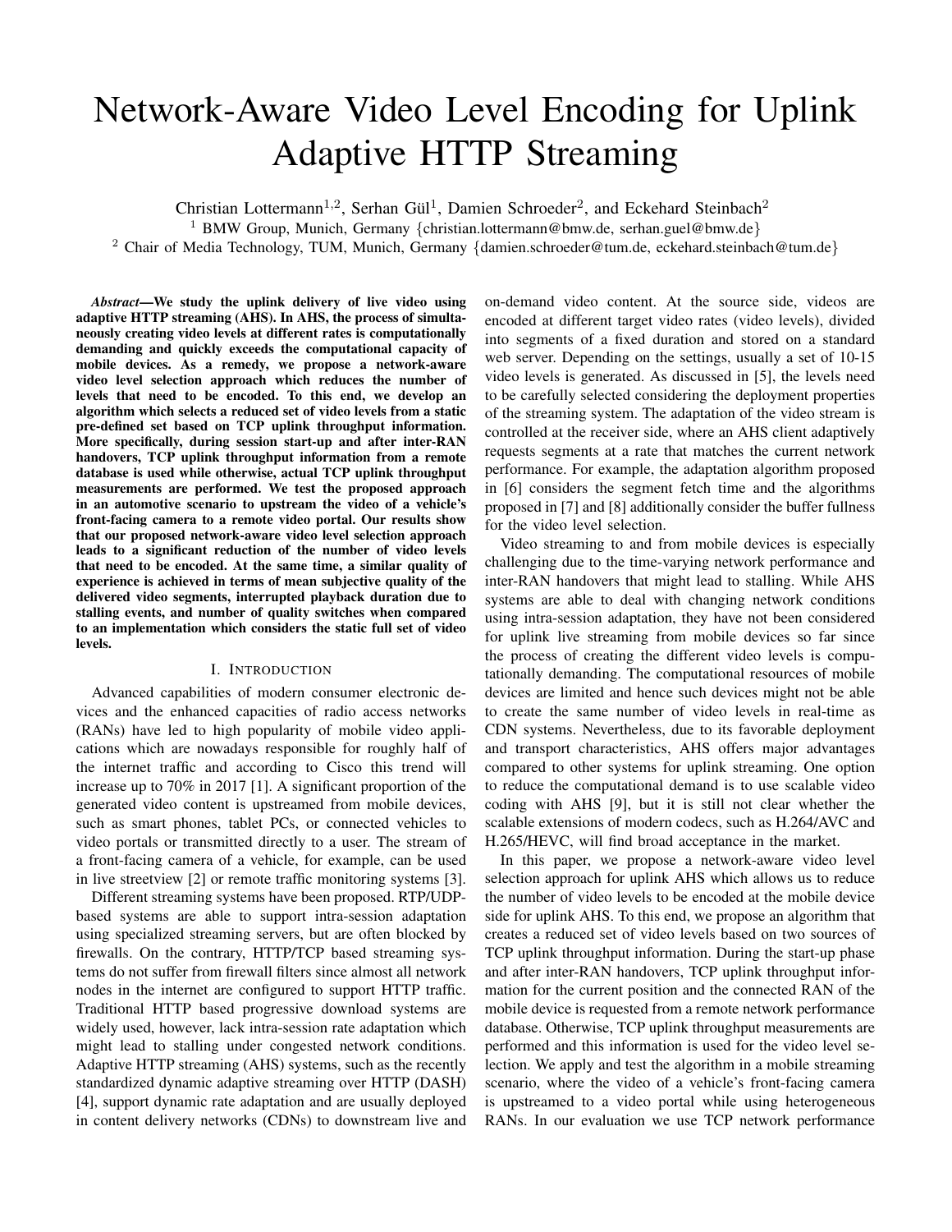# Network-Aware Video Level Encoding for Uplink Adaptive HTTP Streaming

Christian Lottermann[1,2], Serhan Gül[1], Damien Schroeder[2], and Eckehard Steinbach[2]

[1] BMW Group, Munich, Germany {christian.lottermann@bmw.de, serhan.guel@bmw.de}

[2] Chair of Media Technology, TUM, Munich, Germany {damien.schroeder@tum.de, eckehard.steinbach@tum.de}

***Abstract*—We study the uplink delivery of live video using adaptive HTTP streaming (AHS). In AHS, the process of simultaneously creating video levels at different rates is computationally demanding and quickly exceeds the computational capacity of mobile devices. As a remedy, we propose a network-aware video level selection approach which reduces the number of levels that need to be encoded. To this end, we develop an algorithm which selects a reduced set of video levels from a static pre-defined set based on TCP uplink throughput information. More specifically, during session start-up and after inter-RAN handovers, TCP uplink throughput information from a remote database is used while otherwise, actual TCP uplink throughput measurements are performed. We test the proposed approach in an automotive scenario to upstream the video of a vehicle's front-facing camera to a remote video portal. Our results show that our proposed network-aware video level selection approach leads to a significant reduction of the number of video levels that need to be encoded. At the same time, a similar quality of experience is achieved in terms of mean subjective quality of the delivered video segments, interrupted playback duration due to stalling events, and number of quality switches when compared to an implementation which considers the static full set of video levels.**

## I. Introduction

Advanced capabilities of modern consumer electronic devices and the enhanced capacities of radio access networks (RANs) have led to high popularity of mobile video applications which are nowadays responsible for roughly half of the internet traffic and according to Cisco this trend will increase up to 70% in 2017 [1]. A significant proportion of the generated video content is upstreamed from mobile devices, such as smart phones, tablet PCs, or connected vehicles to video portals or transmitted directly to a user. The stream of a front-facing camera of a vehicle, for example, can be used in live streetview [2] or remote traffic monitoring systems [3].

Different streaming systems have been proposed. RTP/UDP-based systems are able to support intra-session adaptation using specialized streaming servers, but are often blocked by firewalls. On the contrary, HTTP/TCP based streaming systems do not suffer from firewall filters since almost all network nodes in the internet are configured to support HTTP traffic. Traditional HTTP based progressive download systems are widely used, however, lack intra-session rate adaptation which might lead to stalling under congested network conditions. Adaptive HTTP streaming (AHS) systems, such as the recently standardized dynamic adaptive streaming over HTTP (DASH) [4], support dynamic rate adaptation and are usually deployed in content delivery networks (CDNs) to downstream live and on-demand video content. At the source side, videos are encoded at different target video rates (video levels), divided into segments of a fixed duration and stored on a standard web server. Depending on the settings, usually a set of 10-15 video levels is generated. As discussed in [5], the levels need to be carefully selected considering the deployment properties of the streaming system. The adaptation of the video stream is controlled at the receiver side, where an AHS client adaptively requests segments at a rate that matches the current network performance. For example, the adaptation algorithm proposed in [6] considers the segment fetch time and the algorithms proposed in [7] and [8] additionally consider the buffer fullness for the video level selection.

Video streaming to and from mobile devices is especially challenging due to the time-varying network performance and inter-RAN handovers that might lead to stalling. While AHS systems are able to deal with changing network conditions using intra-session adaptation, they have not been considered for uplink live streaming from mobile devices so far since the process of creating the different video levels is computationally demanding. The computational resources of mobile devices are limited and hence such devices might not be able to create the same number of video levels in real-time as CDN systems. Nevertheless, due to its favorable deployment and transport characteristics, AHS offers major advantages compared to other systems for uplink streaming. One option to reduce the computational demand is to use scalable video coding with AHS [9], but it is still not clear whether the scalable extensions of modern codecs, such as H.264/AVC and H.265/HEVC, will find broad acceptance in the market.

In this paper, we propose a network-aware video level selection approach for uplink AHS which allows us to reduce the number of video levels to be encoded at the mobile device side for uplink AHS. To this end, we propose an algorithm that creates a reduced set of video levels based on two sources of TCP uplink throughput information. During the start-up phase and after inter-RAN handovers, TCP uplink throughput information for the current position and the connected RAN of the mobile device is requested from a remote network performance database. Otherwise, TCP uplink throughput measurements are performed and this information is used for the video level selection. We apply and test the algorithm in a mobile streaming scenario, where the video of a vehicle's front-facing camera is upstreamed to a video portal while using heterogeneous RANs. In our evaluation we use TCP network performance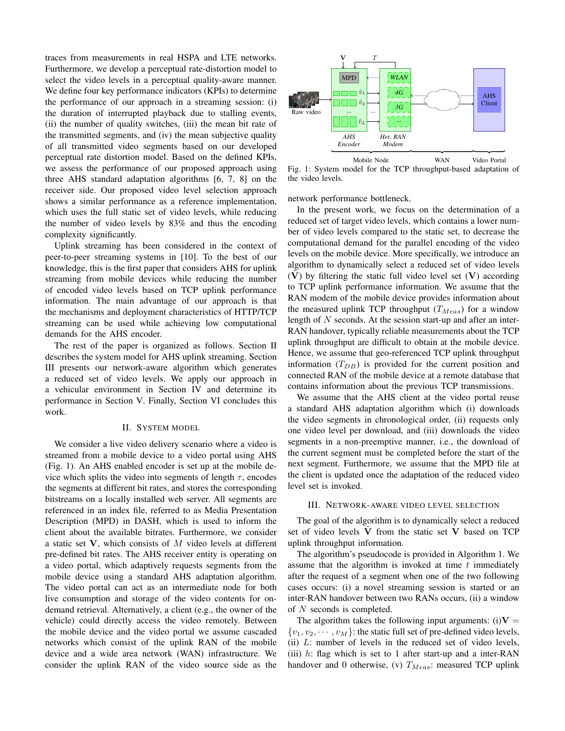traces from measurements in real HSPA and LTE networks. Furthermore, we develop a perceptual rate-distortion model to select the video levels in a perceptual quality-aware manner. We define four key performance indicators (KPIs) to determine the performance of our approach in a streaming session: (i) the duration of interrupted playback due to stalling events, (ii) the number of quality switches, (iii) the mean bit rate of the transmitted segments, and (iv) the mean subjective quality of all transmitted video segments based on our developed perceptual rate distortion model. Based on the defined KPIs, we assess the performance of our proposed approach using three AHS standard adaptation algorithms [6, 7, 8] on the receiver side. Our proposed video level selection approach shows a similar performance as a reference implementation, which uses the full static set of video levels, while reducing the number of video levels by 83% and thus the encoding complexity significantly.

Uplink streaming has been considered in the context of peer-to-peer streaming systems in [10]. To the best of our knowledge, this is the first paper that considers AHS for uplink streaming from mobile devices while reducing the number of encoded video levels based on TCP uplink performance information. The main advantage of our approach is that the mechanisms and deployment characteristics of HTTP/TCP streaming can be used while achieving low computational demands for the AHS encoder.

The rest of the paper is organized as follows. Section II describes the system model for AHS uplink streaming. Section III presents our network-aware algorithm which generates a reduced set of video levels. We apply our approach in a vehicular environment in Section IV and determine its performance in Section V. Finally, Section VI concludes this work.

## II. System model

We consider a live video delivery scenario where a video is streamed from a mobile device to a video portal using AHS (Fig. 1). An AHS enabled encoder is set up at the mobile device which splits the video into segments of length $\tau$, encodes the segments at different bit rates, and stores the corresponding bitstreams on a locally installed web server. All segments are referenced in an index file, referred to as Media Presentation Description (MPD) in DASH, which is used to inform the client about the available bitrates. Furthermore, we consider a static set $\mathbf{V}$, which consists of $M$ video levels at different pre-defined bit rates. The AHS receiver entity is operating on a video portal, which adaptively requests segments from the mobile device using a standard AHS adaptation algorithm. The video portal can act as an intermediate node for both live consumption and storage of the video contents for on-demand retrieval. Alternatively, a client (e.g., the owner of the vehicle) could directly access the video remotely. Between the mobile device and the video portal we assume cascaded networks which consist of the uplink RAN of the mobile device and a wide area network (WAN) infrastructure. We consider the uplink RAN of the video source side as the network performance bottleneck.

V
T
MPD
WLAN
4G
3G
...
$\tilde{v}_1$
$\tilde{v}_2$
...
$\tilde{v}_L$
...
Raw video
AHS Client
AHS Encoder
Het. RAN Modem
Mobile Node
WAN
Video Portal

Fig. 1: System model for the TCP throughput-based adaptation of the video levels.

In the present work, we focus on the determination of a reduced set of target video levels, which contains a lower number of video levels compared to the static set, to decrease the computational demand for the parallel encoding of the video levels on the mobile device. More specifically, we introduce an algorithm to dynamically select a reduced set of video levels ($\tilde{\mathbf{V}}$) by filtering the static full video level set ($\mathbf{V}$) according to TCP uplink performance information. We assume that the RAN modem of the mobile device provides information about the measured uplink TCP throughput ($T_{Meas}$) for a window length of $N$ seconds. At the session start-up and after an inter-RAN handover, typically reliable measurements about the TCP uplink throughput are difficult to obtain at the mobile device. Hence, we assume that geo-referenced TCP uplink throughput information ($T_{DB}$) is provided for the current position and connected RAN of the mobile device at a remote database that contains information about the previous TCP transmissions.

We assume that the AHS client at the video portal reuse a standard AHS adaptation algorithm which (i) downloads the video segments in chronological order, (ii) requests only one video level per download, and (iii) downloads the video segments in a non-preemptive manner, i.e., the download of the current segment must be completed before the start of the next segment. Furthermore, we assume that the MPD file at the client is updated once the adaptation of the reduced video level set is invoked.

## III. Network-aware video level selection

The goal of the algorithm is to dynamically select a reduced set of video levels $\tilde{\mathbf{V}}$ from the static set $\mathbf{V}$ based on TCP uplink throughput information.

The algorithm's pseudocode is provided in Algorithm 1. We assume that the algorithm is invoked at time $t$ immediately after the request of a segment when one of the two following cases occurs: (i) a novel streaming session is started or an inter-RAN handover between two RANs occurs, (ii) a window of $N$ seconds is completed.

The algorithm takes the following input arguments: (i)$\mathbf{V} = \{v_1, v_2, \cdots, v_M\}$: the static full set of pre-defined video levels, (ii) $L$: number of levels in the reduced set of video levels, (iii) $h$: flag which is set to 1 after start-up and a inter-RAN handover and 0 otherwise, (v) $T_{Meas}$: measured TCP uplink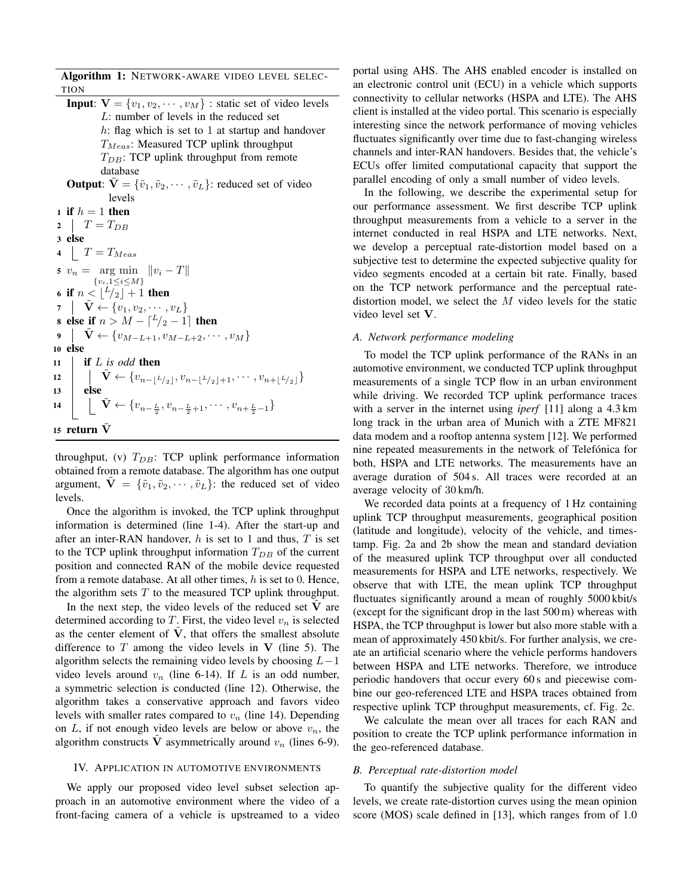**Algorithm 1:** NETWORK-AWARE VIDEO LEVEL SELECTION

**Input**: $\mathbf{V} = \{v_1, v_2, \cdots, v_M\}$ : static set of video levels
$L$: number of levels in the reduced set
$h$: flag which is set to 1 at startup and handover
$T_{Meas}$: Measured TCP uplink throughput
$T_{DB}$: TCP uplink throughput from remote database

**Output**: $\tilde{\mathbf{V}} = \{\tilde{v}_1, \tilde{v}_2, \cdots, \tilde{v}_L\}$: reduced set of video levels

```
1  if h = 1 then
2  |  T = T_DB
3  else
4  |_ T = T_Meas
5  v_n = arg min_{v_i, 1<=i<=M} ||v_i - T||
6  if n < floor(L/2) + 1 then
7  |  Ṽ <- {v_1, v_2, ..., v_L}
8  else if n > M - ceil(L/2 - 1) then
9  |  Ṽ <- {v_{M-L+1}, v_{M-L+2}, ..., v_M}
10 else
11 |  if L is odd then
12 |  |  Ṽ <- {v_{n-floor(L/2)}, v_{n-floor(L/2)+1}, ..., v_{n+floor(L/2)}}
13 |  else
14 |  |_ Ṽ <- {v_{n-L/2}, v_{n-L/2+1}, ..., v_{n+L/2-1}}
15 return Ṽ
```

throughput, (v) $T_{DB}$: TCP uplink performance information obtained from a remote database. The algorithm has one output argument, $\tilde{\mathbf{V}} = \{\tilde{v}_1, \tilde{v}_2, \cdots, \tilde{v}_L\}$: the reduced set of video levels.

Once the algorithm is invoked, the TCP uplink throughput information is determined (line 1-4). After the start-up and after an inter-RAN handover, $h$ is set to 1 and thus, $T$ is set to the TCP uplink throughput information $T_{DB}$ of the current position and connected RAN of the mobile device requested from a remote database. At all other times, $h$ is set to 0. Hence, the algorithm sets $T$ to the measured TCP uplink throughput.

In the next step, the video levels of the reduced set $\tilde{\mathbf{V}}$ are determined according to $T$. First, the video level $v_n$ is selected as the center element of $\tilde{\mathbf{V}}$, that offers the smallest absolute difference to $T$ among the video levels in $\mathbf{V}$ (line 5). The algorithm selects the remaining video levels by choosing $L-1$ video levels around $v_n$ (line 6-14). If $L$ is an odd number, a symmetric selection is conducted (line 12). Otherwise, the algorithm takes a conservative approach and favors video levels with smaller rates compared to $v_n$ (line 14). Depending on $L$, if not enough video levels are below or above $v_n$, the algorithm constructs $\tilde{\mathbf{V}}$ asymmetrically around $v_n$ (lines 6-9).

## IV. Application in automotive environments

We apply our proposed video level subset selection approach in an automotive environment where the video of a front-facing camera of a vehicle is upstreamed to a video portal using AHS. The AHS enabled encoder is installed on an electronic control unit (ECU) in a vehicle which supports connectivity to cellular networks (HSPA and LTE). The AHS client is installed at the video portal. This scenario is especially interesting since the network performance of moving vehicles fluctuates significantly over time due to fast-changing wireless channels and inter-RAN handovers. Besides that, the vehicle's ECUs offer limited computational capacity that support the parallel encoding of only a small number of video levels.

In the following, we describe the experimental setup for our performance assessment. We first describe TCP uplink throughput measurements from a vehicle to a server in the internet conducted in real HSPA and LTE networks. Next, we develop a perceptual rate-distortion model based on a subjective test to determine the expected subjective quality for video segments encoded at a certain bit rate. Finally, based on the TCP network performance and the perceptual rate-distortion model, we select the $M$ video levels for the static video level set $\mathbf{V}$.

### A. Network performance modeling

To model the TCP uplink performance of the RANs in an automotive environment, we conducted TCP uplink throughput measurements of a single TCP flow in an urban environment while driving. We recorded TCP uplink performance traces with a server in the internet using *iperf* [11] along a 4.3 km long track in the urban area of Munich with a ZTE MF821 data modem and a rooftop antenna system [12]. We performed nine repeated measurements in the network of Telefónica for both, HSPA and LTE networks. The measurements have an average duration of 504 s. All traces were recorded at an average velocity of 30 km/h.

We recorded data points at a frequency of 1 Hz containing uplink TCP throughput measurements, geographical position (latitude and longitude), velocity of the vehicle, and timestamp. Fig. 2a and 2b show the mean and standard deviation of the measured uplink TCP throughput over all conducted measurements for HSPA and LTE networks, respectively. We observe that with LTE, the mean uplink TCP throughput fluctuates significantly around a mean of roughly 5000 kbit/s (except for the significant drop in the last 500 m) whereas with HSPA, the TCP throughput is lower but also more stable with a mean of approximately 450 kbit/s. For further analysis, we create an artificial scenario where the vehicle performs handovers between HSPA and LTE networks. Therefore, we introduce periodic handovers that occur every 60 s and piecewise combine our geo-referenced LTE and HSPA traces obtained from respective uplink TCP throughput measurements, cf. Fig. 2c.

We calculate the mean over all traces for each RAN and position to create the TCP uplink performance information in the geo-referenced database.

### B. Perceptual rate-distortion model

To quantify the subjective quality for the different video levels, we create rate-distortion curves using the mean opinion score (MOS) scale defined in [13], which ranges from of 1.0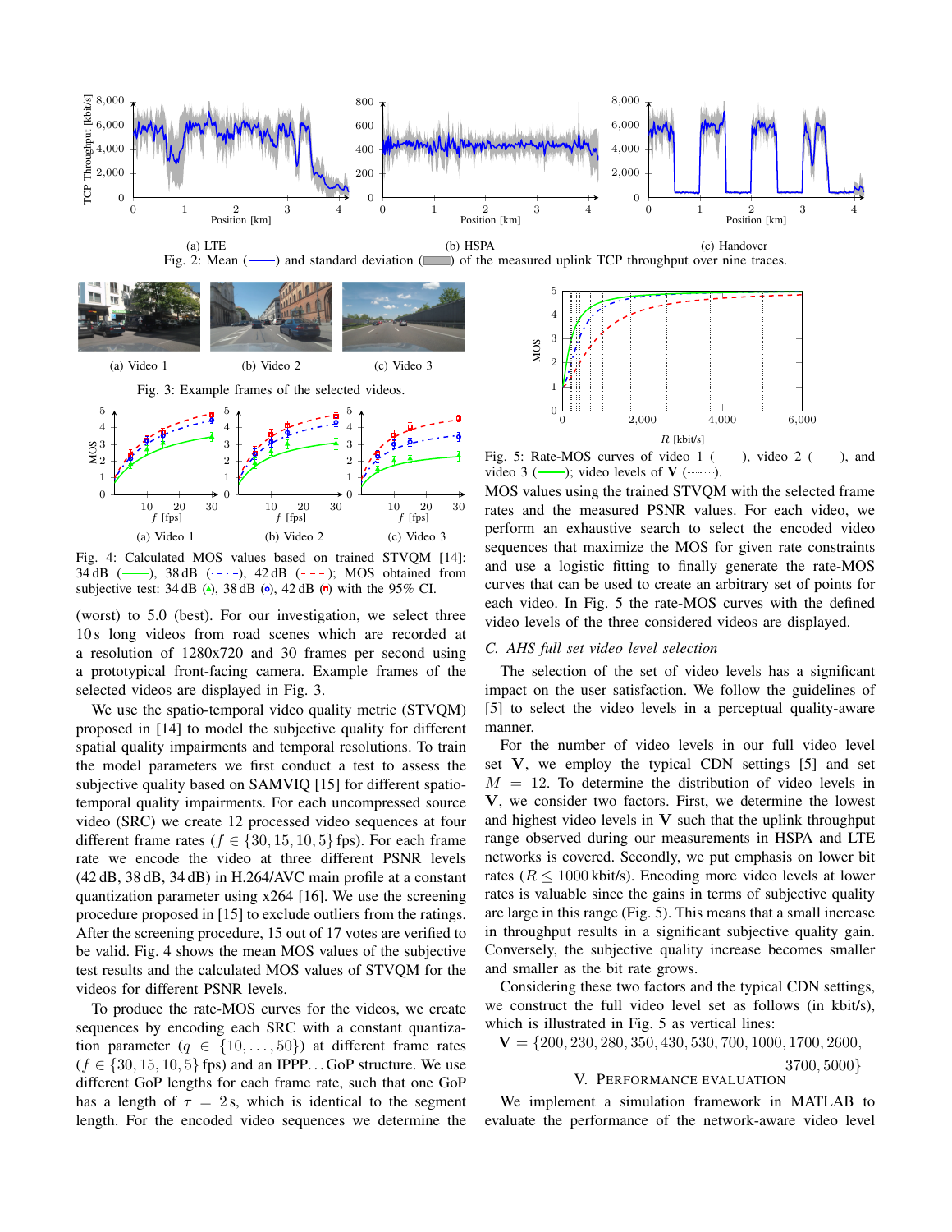(a) LTE

(b) HSPA

(c) Handover

Fig. 2: Mean (——) and standard deviation (▭) of the measured uplink TCP throughput over nine traces.

(a) Video 1

(b) Video 2

(c) Video 3

Fig. 3: Example frames of the selected videos.

(a) Video 1

(b) Video 2

(c) Video 3

Fig. 4: Calculated MOS values based on trained STVQM [14]: 34 dB (——), 38 dB (- · - ·), 42 dB (- - -); MOS obtained from subjective test: 34 dB, 38 dB, 42 dB with the 95% CI.

(worst) to 5.0 (best). For our investigation, we select three 10 s long videos from road scenes which are recorded at a resolution of 1280x720 and 30 frames per second using a prototypical front-facing camera. Example frames of the selected videos are displayed in Fig. 3.

We use the spatio-temporal video quality metric (STVQM) proposed in [14] to model the subjective quality for different spatial quality impairments and temporal resolutions. To train the model parameters we first conduct a test to assess the subjective quality based on SAMVIQ [15] for different spatio-temporal quality impairments. For each uncompressed source video (SRC) we create 12 processed video sequences at four different frame rates ($f \in \{30, 15, 10, 5\}$ fps). For each frame rate we encode the video at three different PSNR levels (42 dB, 38 dB, 34 dB) in H.264/AVC main profile at a constant quantization parameter using x264 [16]. We use the screening procedure proposed in [15] to exclude outliers from the ratings. After the screening procedure, 15 out of 17 votes are verified to be valid. Fig. 4 shows the mean MOS values of the subjective test results and the calculated MOS values of STVQM for the videos for different PSNR levels.

To produce the rate-MOS curves for the videos, we create sequences by encoding each SRC with a constant quantization parameter ($q \in \{10, \ldots, 50\}$) at different frame rates ($f \in \{30, 15, 10, 5\}$ fps) and an IPPP…GoP structure. We use different GoP lengths for each frame rate, such that one GoP has a length of $\tau = 2$ s, which is identical to the segment length. For the encoded video sequences we determine the MOS values using the trained STVQM with the selected frame rates and the measured PSNR values. For each video, we perform an exhaustive search to select the encoded video sequences that maximize the MOS for given rate constraints and use a logistic fitting to finally generate the rate-MOS curves that can be used to create an arbitrary set of points for each video. In Fig. 5 the rate-MOS curves with the defined video levels of the three considered videos are displayed.

Fig. 5: Rate-MOS curves of video 1 (- - -), video 2 (- · - ·), and video 3 (——); video levels of $\mathbf{V}$ (·········).

### C. AHS full set video level selection

The selection of the set of video levels has a significant impact on the user satisfaction. We follow the guidelines of [5] to select the video levels in a perceptual quality-aware manner.

For the number of video levels in our full video level set $\mathbf{V}$, we employ the typical CDN settings [5] and set $M = 12$. To determine the distribution of video levels in $\mathbf{V}$, we consider two factors. First, we determine the lowest and highest video levels in $\mathbf{V}$ such that the uplink throughput range observed during our measurements in HSPA and LTE networks is covered. Secondly, we put emphasis on lower bit rates ($R \leq 1000$ kbit/s). Encoding more video levels at lower rates is valuable since the gains in terms of subjective quality are large in this range (Fig. 5). This means that a small increase in throughput results in a significant subjective quality gain. Conversely, the subjective quality increase becomes smaller and smaller as the bit rate grows.

Considering these two factors and the typical CDN settings, we construct the full video level set as follows (in kbit/s), which is illustrated in Fig. 5 as vertical lines:

$$\mathbf{V} = \{200, 230, 280, 350, 430, 530, 700, 1000, 1700, 2600, 3700, 5000\}$$

## V. Performance Evaluation

We implement a simulation framework in MATLAB to evaluate the performance of the network-aware video level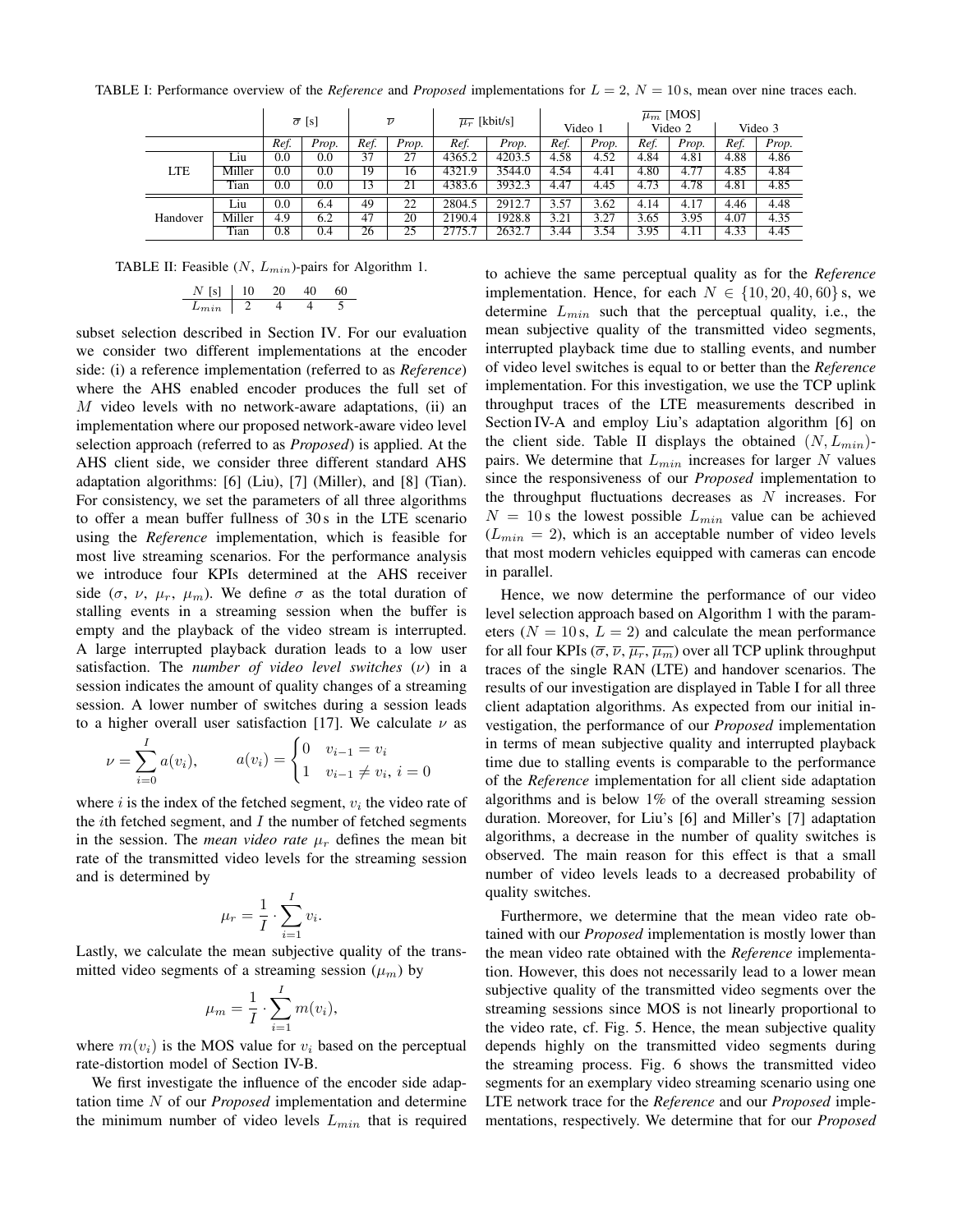TABLE I: Performance overview of the *Reference* and *Proposed* implementations for $L = 2$, $N = 10\,\text{s}$, mean over nine traces each.

| | | $\overline{\sigma}$ [s] | | $\overline{\nu}$ | | $\overline{\mu_r}$ [kbit/s] | | $\overline{\mu_m}$ [MOS] Video 1 | | Video 2 | | Video 3 | |
|---|---|---|---|---|---|---|---|---|---|---|---|---|---|
| | | *Ref.* | *Prop.* | *Ref.* | *Prop.* | *Ref.* | *Prop.* | *Ref.* | *Prop.* | *Ref.* | *Prop.* | *Ref.* | *Prop.* |
| LTE | Liu | 0.0 | 0.0 | 37 | 27 | 4365.2 | 4203.5 | 4.58 | 4.52 | 4.84 | 4.81 | 4.88 | 4.86 |
| | Miller | 0.0 | 0.0 | 19 | 16 | 4321.9 | 3544.0 | 4.54 | 4.41 | 4.80 | 4.77 | 4.85 | 4.84 |
| | Tian | 0.0 | 0.0 | 13 | 21 | 4383.6 | 3932.3 | 4.47 | 4.45 | 4.73 | 4.78 | 4.81 | 4.85 |
| Handover | Liu | 0.0 | 6.4 | 49 | 22 | 2804.5 | 2912.7 | 3.57 | 3.62 | 4.14 | 4.17 | 4.46 | 4.48 |
| | Miller | 4.9 | 6.2 | 47 | 20 | 2190.4 | 1928.8 | 3.21 | 3.27 | 3.65 | 3.95 | 4.07 | 4.35 |
| | Tian | 0.8 | 0.4 | 26 | 25 | 2775.7 | 2632.7 | 3.44 | 3.54 | 3.95 | 4.11 | 4.33 | 4.45 |

TABLE II: Feasible ($N$, $L_{min}$)-pairs for Algorithm 1.

| $N$ [s] | 10 | 20 | 40 | 60 |
|---|---|---|---|---|
| $L_{min}$ | 2 | 4 | 4 | 5 |

subset selection described in Section IV. For our evaluation we consider two different implementations at the encoder side: (i) a reference implementation (referred to as *Reference*) where the AHS enabled encoder produces the full set of $M$ video levels with no network-aware adaptations, (ii) an implementation where our proposed network-aware video level selection approach (referred to as *Proposed*) is applied. At the AHS client side, we consider three different standard AHS adaptation algorithms: [6] (Liu), [7] (Miller), and [8] (Tian). For consistency, we set the parameters of all three algorithms to offer a mean buffer fullness of 30 s in the LTE scenario using the *Reference* implementation, which is feasible for most live streaming scenarios. For the performance analysis we introduce four KPIs determined at the AHS receiver side ($\sigma$, $\nu$, $\mu_r$, $\mu_m$). We define $\sigma$ as the total duration of stalling events in a streaming session when the buffer is empty and the playback of the video stream is interrupted. A large interrupted playback duration leads to a low user satisfaction. The *number of video level switches* ($\nu$) in a session indicates the amount of quality changes of a streaming session. A lower number of switches during a session leads to a higher overall user satisfaction [17]. We calculate $\nu$ as

$$\nu = \sum_{i=0}^{I} a(v_i), \qquad a(v_i) = \begin{cases} 0 & v_{i-1} = v_i \\ 1 & v_{i-1} \neq v_i,\ i = 0 \end{cases}$$

where $i$ is the index of the fetched segment, $v_i$ the video rate of the $i$th fetched segment, and $I$ the number of fetched segments in the session. The *mean video rate* $\mu_r$ defines the mean bit rate of the transmitted video levels for the streaming session and is determined by

$$\mu_r = \frac{1}{I} \cdot \sum_{i=1}^{I} v_i.$$

Lastly, we calculate the mean subjective quality of the transmitted video segments of a streaming session ($\mu_m$) by

$$\mu_m = \frac{1}{I} \cdot \sum_{i=1}^{I} m(v_i),$$

where $m(v_i)$ is the MOS value for $v_i$ based on the perceptual rate-distortion model of Section IV-B.

We first investigate the influence of the encoder side adaptation time $N$ of our *Proposed* implementation and determine the minimum number of video levels $L_{min}$ that is required to achieve the same perceptual quality as for the *Reference* implementation. Hence, for each $N \in \{10, 20, 40, 60\}$ s, we determine $L_{min}$ such that the perceptual quality, i.e., the mean subjective quality of the transmitted video segments, interrupted playback time due to stalling events, and number of video level switches is equal to or better than the *Reference* implementation. For this investigation, we use the TCP uplink throughput traces of the LTE measurements described in Section IV-A and employ Liu's adaptation algorithm [6] on the client side. Table II displays the obtained $(N, L_{min})$-pairs. We determine that $L_{min}$ increases for larger $N$ values since the responsiveness of our *Proposed* implementation to the throughput fluctuations decreases as $N$ increases. For $N = 10\,\text{s}$ the lowest possible $L_{min}$ value can be achieved ($L_{min} = 2$), which is an acceptable number of video levels that most modern vehicles equipped with cameras can encode in parallel.

Hence, we now determine the performance of our video level selection approach based on Algorithm 1 with the parameters ($N = 10\,\text{s}$, $L = 2$) and calculate the mean performance for all four KPIs ($\overline{\sigma}$, $\overline{\nu}$, $\overline{\mu_r}$, $\overline{\mu_m}$) over all TCP uplink throughput traces of the single RAN (LTE) and handover scenarios. The results of our investigation are displayed in Table I for all three client adaptation algorithms. As expected from our initial investigation, the performance of our *Proposed* implementation in terms of mean subjective quality and interrupted playback time due to stalling events is comparable to the performance of the *Reference* implementation for all client side adaptation algorithms and is below 1% of the overall streaming session duration. Moreover, for Liu's [6] and Miller's [7] adaptation algorithms, a decrease in the number of quality switches is observed. The main reason for this effect is that a small number of video levels leads to a decreased probability of quality switches.

Furthermore, we determine that the mean video rate obtained with our *Proposed* implementation is mostly lower than the mean video rate obtained with the *Reference* implementation. However, this does not necessarily lead to a lower mean subjective quality of the transmitted video segments over the streaming sessions since MOS is not linearly proportional to the video rate, cf. Fig. 5. Hence, the mean subjective quality depends highly on the transmitted video segments during the streaming process. Fig. 6 shows the transmitted video segments for an exemplary video streaming scenario using one LTE network trace for the *Reference* and our *Proposed* implementations, respectively. We determine that for our *Proposed*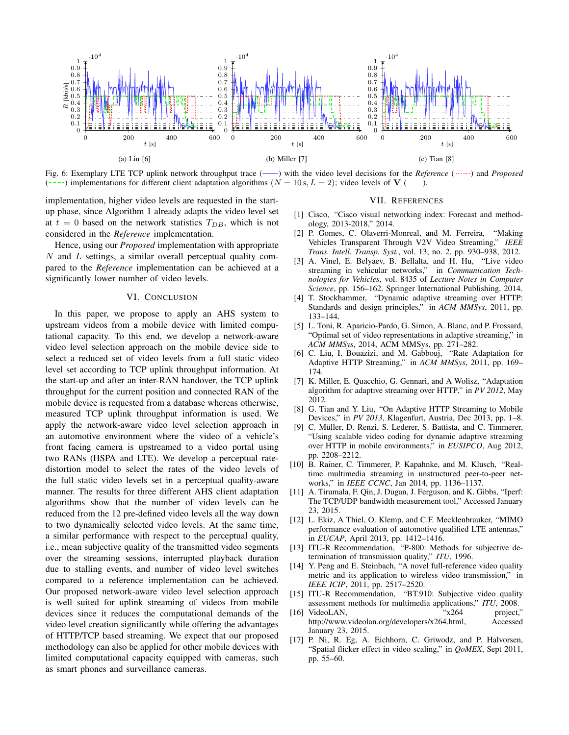$\cdot 10^4$

1
0.9
0.8
0.7
0.6
0.5
0.4
0.3
0.2
0.1
0

$R$ [kbit/s]

0 200 400 600

$t$ [s]

(a) Liu [6]

$\cdot 10^4$

1
0.9
0.8
0.7
0.6
0.5
0.4
0.3
0.2
0.1
0

0 200 400 600

$t$ [s]

(b) Miller [7]

$\cdot 10^4$

1
0.9
0.8
0.7
0.6
0.5
0.4
0.3
0.2
0.1
0

0 200 400 600

$t$ [s]

(c) Tian [8]

Fig. 6: Exemplary LTE TCP uplink network throughput trace (——) with the video level decisions for the *Reference* (········) and *Proposed* (- - - -) implementations for different client adaptation algorithms ($N = 10\,\text{s}, L = 2$); video levels of $\mathbf{V}$ (· - · -).

implementation, higher video levels are requested in the start-up phase, since Algorithm 1 already adapts the video level set at $t = 0$ based on the network statistics $T_{DB}$, which is not considered in the *Reference* implementation.

Hence, using our *Proposed* implementation with appropriate $N$ and $L$ settings, a similar overall perceptual quality compared to the *Reference* implementation can be achieved at a significantly lower number of video levels.

## VI. Conclusion

In this paper, we propose to apply an AHS system to upstream videos from a mobile device with limited computational capacity. To this end, we develop a network-aware video level selection approach on the mobile device side to select a reduced set of video levels from a full static video level set according to TCP uplink throughput information. At the start-up and after an inter-RAN handover, the TCP uplink throughput for the current position and connected RAN of the mobile device is requested from a database whereas otherwise, measured TCP uplink throughput information is used. We apply the network-aware video level selection approach in an automotive environment where the video of a vehicle's front facing camera is upstreamed to a video portal using two RANs (HSPA and LTE). We develop a perceptual rate-distortion model to select the rates of the video levels of the full static video levels set in a perceptual quality-aware manner. The results for three different AHS client adaptation algorithms show that the number of video levels can be reduced from the 12 pre-defined video levels all the way down to two dynamically selected video levels. At the same time, a similar performance with respect to the perceptual quality, i.e., mean subjective quality of the transmitted video segments over the streaming sessions, interrupted playback duration due to stalling events, and number of video level switches compared to a reference implementation can be achieved. Our proposed network-aware video level selection approach is well suited for uplink streaming of videos from mobile devices since it reduces the computational demands of the video level creation significantly while offering the advantages of HTTP/TCP based streaming. We expect that our proposed methodology can also be applied for other mobile devices with limited computational capacity equipped with cameras, such as smart phones and surveillance cameras.

## VII. References

[1] Cisco, "Cisco visual networking index: Forecast and methodology, 2013-2018," 2014.

[2] P. Gomes, C. Olaverri-Monreal, and M. Ferreira, "Making Vehicles Transparent Through V2V Video Streaming," *IEEE Trans. Intell. Transp. Syst.*, vol. 13, no. 2, pp. 930–938, 2012.

[3] A. Vinel, E. Belyaev, B. Bellalta, and H. Hu, "Live video streaming in vehicular networks," in *Communication Technologies for Vehicles*, vol. 8435 of *Lecture Notes in Computer Science*, pp. 156–162. Springer International Publishing, 2014.

[4] T. Stockhammer, "Dynamic adaptive streaming over HTTP: Standards and design principles," in *ACM MMSys*, 2011, pp. 133–144.

[5] L. Toni, R. Aparicio-Pardo, G. Simon, A. Blanc, and P. Frossard, "Optimal set of video representations in adaptive streaming," in *ACM MMSys*, 2014, ACM MMSys, pp. 271–282.

[6] C. Liu, I. Bouazizi, and M. Gabbouj, "Rate Adaptation for Adaptive HTTP Streaming," in *ACM MMSys*, 2011, pp. 169–174.

[7] K. Miller, E. Quacchio, G. Gennari, and A Wolisz, "Adaptation algorithm for adaptive streaming over HTTP," in *PV 2012*, May 2012.

[8] G. Tian and Y. Liu, "On Adaptive HTTP Streaming to Mobile Devices," in *PV 2013*, Klagenfurt, Austria, Dec 2013, pp. 1–8.

[9] C. Müller, D. Renzi, S. Lederer, S. Battista, and C. Timmerer, "Using scalable video coding for dynamic adaptive streaming over HTTP in mobile environments," in *EUSIPCO*, Aug 2012, pp. 2208–2212.

[10] B. Rainer, C. Timmerer, P. Kapahnke, and M. Klusch, "Real-time multimedia streaming in unstructured peer-to-peer networks," in *IEEE CCNC*, Jan 2014, pp. 1136–1137.

[11] A. Tirumala, F. Qin, J. Dugan, J. Ferguson, and K. Gibbs, "Iperf: The TCP/UDP bandwidth measurement tool," Accessed January 23, 2015.

[12] L. Ekiz, A Thiel, O. Klemp, and C.F. Mecklenbrauker, "MIMO performance evaluation of automotive qualified LTE antennas," in *EUCAP*, April 2013, pp. 1412–1416.

[13] ITU-R Recommendation, "P-800: Methods for subjective determination of transmission quality," *ITU*, 1996.

[14] Y. Peng and E. Steinbach, "A novel full-reference video quality metric and its application to wireless video transmission," in *IEEE ICIP*, 2011, pp. 2517–2520.

[15] ITU-R Recommendation, "BT.910: Subjective video quality assessment methods for multimedia applications," *ITU*, 2008.

[16] VideoLAN, "x264 project," http://www.videolan.org/developers/x264.html, Accessed January 23, 2015.

[17] P. Ni, R. Eg, A. Eichhorn, C. Griwodz, and P. Halvorsen, "Spatial flicker effect in video scaling," in *QoMEX*, Sept 2011, pp. 55–60.